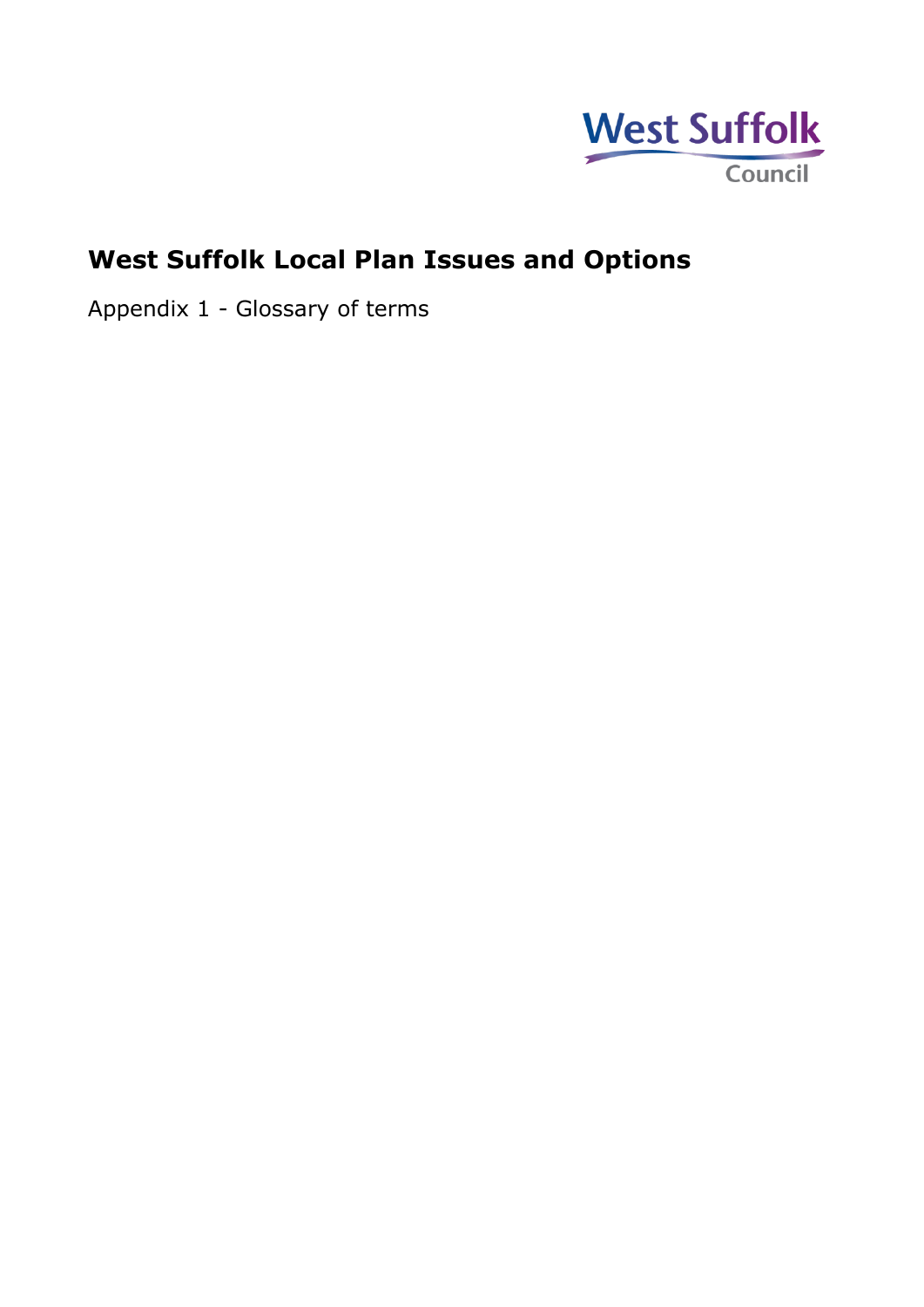West Suffolk Council

# West Suffolk Local Plan Issues and Options

Appendix 1 - Glossary of terms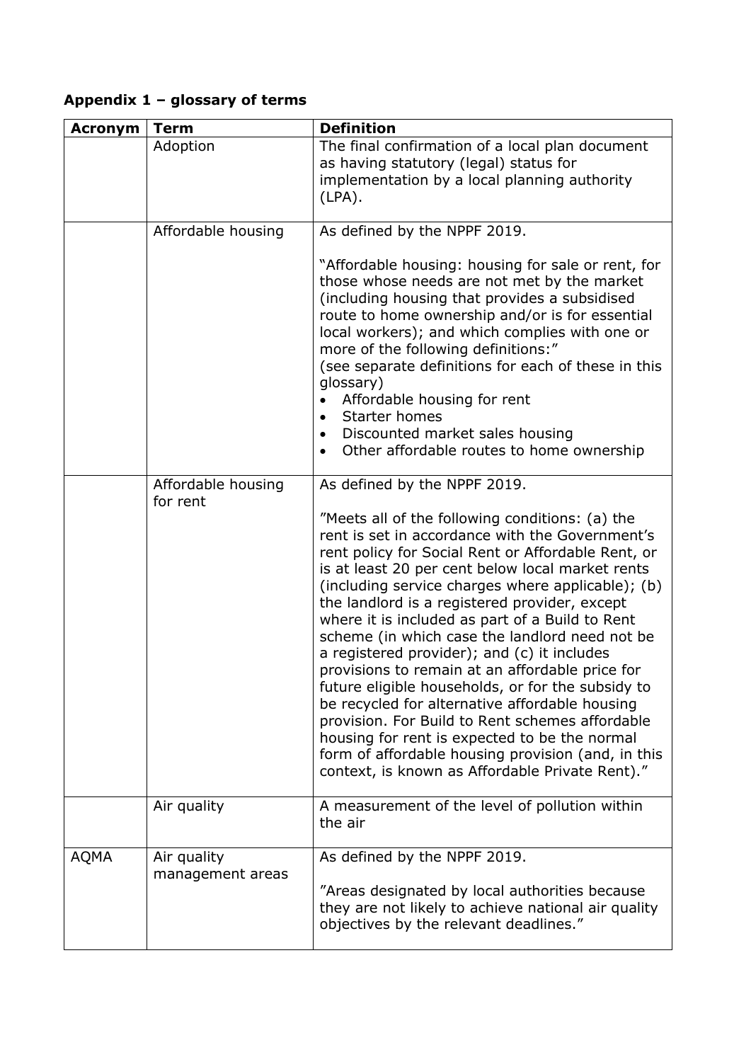### Appendix 1 – glossary of terms

| Acronym | Term | Definition |
|---|---|---|
| | Adoption | The final confirmation of a local plan document as having statutory (legal) status for implementation by a local planning authority (LPA). |
| | Affordable housing | As defined by the NPPF 2019.<br><br>"Affordable housing: housing for sale or rent, for those whose needs are not met by the market (including housing that provides a subsidised route to home ownership and/or is for essential local workers); and which complies with one or more of the following definitions:"<br>(see separate definitions for each of these in this glossary)<br>• Affordable housing for rent<br>• Starter homes<br>• Discounted market sales housing<br>• Other affordable routes to home ownership |
| | Affordable housing for rent | As defined by the NPPF 2019.<br><br>"Meets all of the following conditions: (a) the rent is set in accordance with the Government's rent policy for Social Rent or Affordable Rent, or is at least 20 per cent below local market rents (including service charges where applicable); (b) the landlord is a registered provider, except where it is included as part of a Build to Rent scheme (in which case the landlord need not be a registered provider); and (c) it includes provisions to remain at an affordable price for future eligible households, or for the subsidy to be recycled for alternative affordable housing provision. For Build to Rent schemes affordable housing for rent is expected to be the normal form of affordable housing provision (and, in this context, is known as Affordable Private Rent)." |
| | Air quality | A measurement of the level of pollution within the air |
| AQMA | Air quality management areas | As defined by the NPPF 2019.<br><br>"Areas designated by local authorities because they are not likely to achieve national air quality objectives by the relevant deadlines." |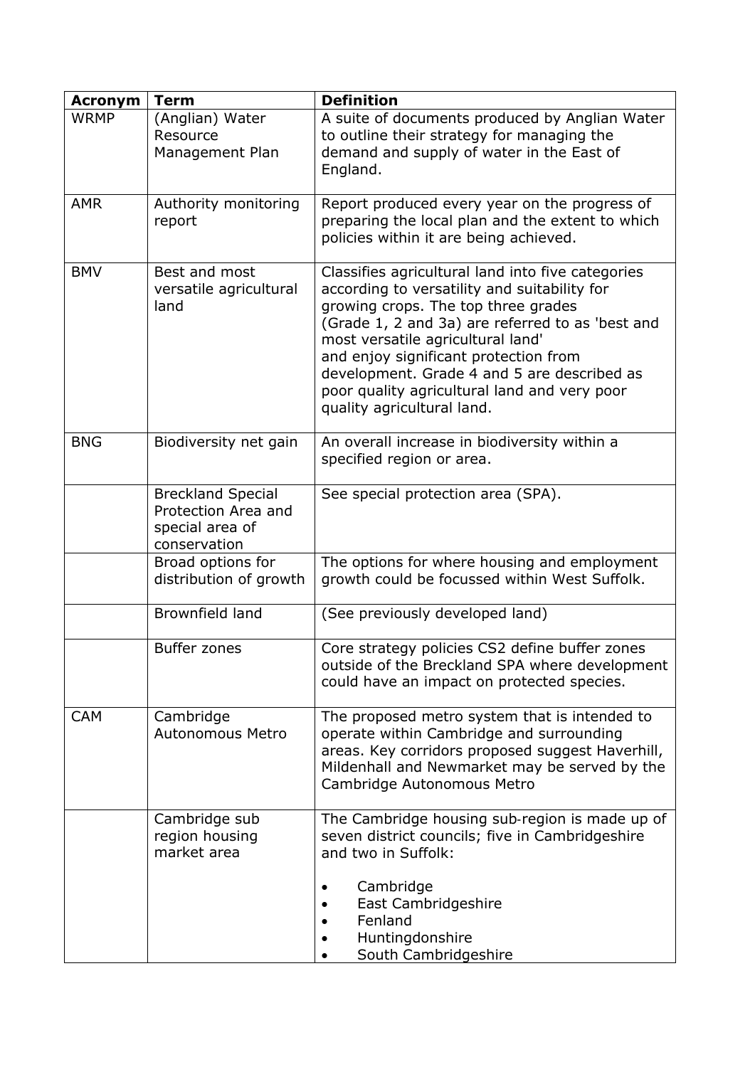| Acronym | Term | Definition |
|---|---|---|
| WRMP | (Anglian) Water Resource Management Plan | A suite of documents produced by Anglian Water to outline their strategy for managing the demand and supply of water in the East of England. |
| AMR | Authority monitoring report | Report produced every year on the progress of preparing the local plan and the extent to which policies within it are being achieved. |
| BMV | Best and most versatile agricultural land | Classifies agricultural land into five categories according to versatility and suitability for growing crops. The top three grades (Grade 1, 2 and 3a) are referred to as 'best and most versatile agricultural land' and enjoy significant protection from development. Grade 4 and 5 are described as poor quality agricultural land and very poor quality agricultural land. |
| BNG | Biodiversity net gain | An overall increase in biodiversity within a specified region or area. |
| | Breckland Special Protection Area and special area of conservation | See special protection area (SPA). |
| | Broad options for distribution of growth | The options for where housing and employment growth could be focussed within West Suffolk. |
| | Brownfield land | (See previously developed land) |
| | Buffer zones | Core strategy policies CS2 define buffer zones outside of the Breckland SPA where development could have an impact on protected species. |
| CAM | Cambridge Autonomous Metro | The proposed metro system that is intended to operate within Cambridge and surrounding areas. Key corridors proposed suggest Haverhill, Mildenhall and Newmarket may be served by the Cambridge Autonomous Metro |
| | Cambridge sub region housing market area | The Cambridge housing sub-region is made up of seven district councils; five in Cambridgeshire and two in Suffolk:<br>• Cambridge<br>• East Cambridgeshire<br>• Fenland<br>• Huntingdonshire<br>• South Cambridgeshire |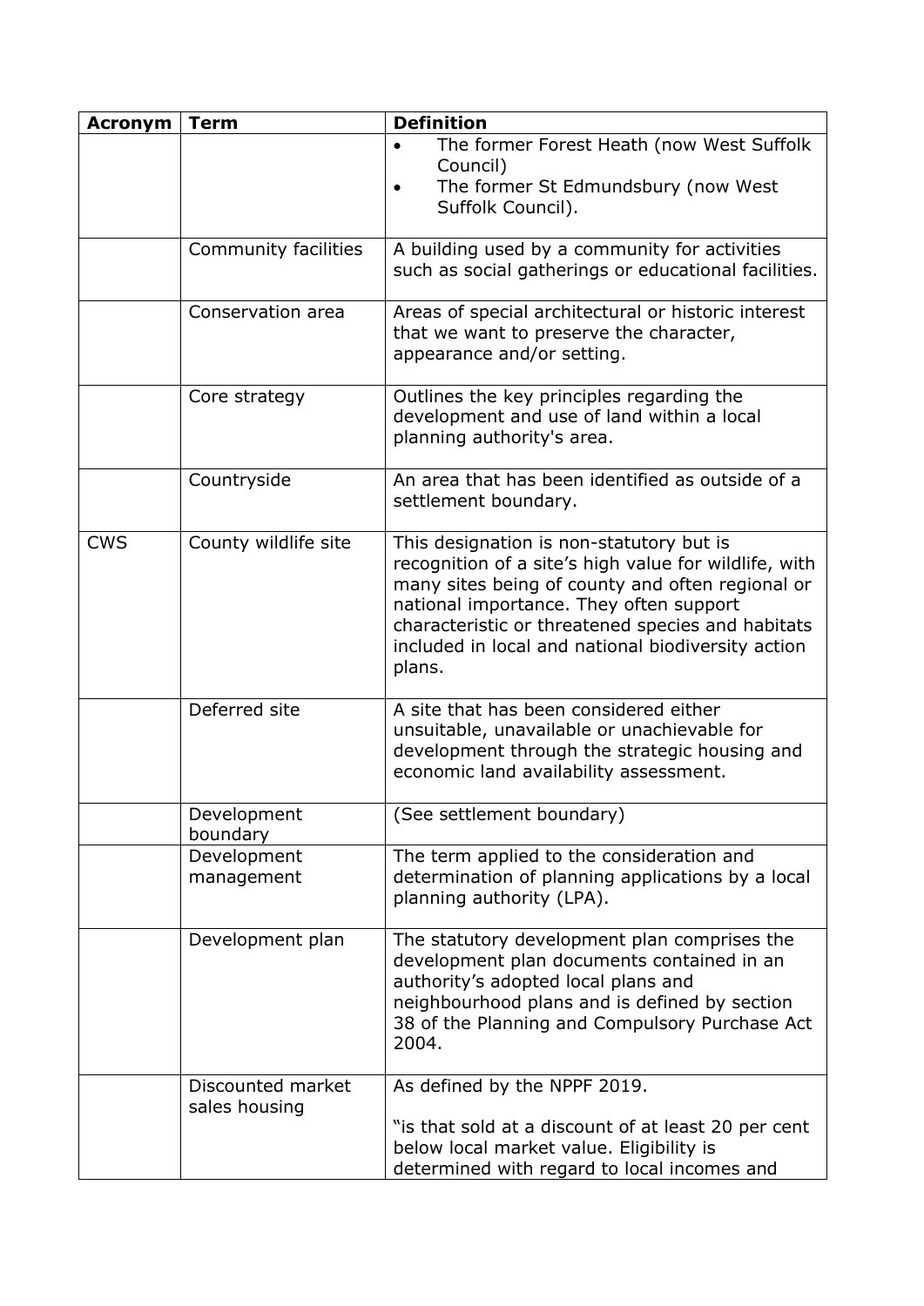| Acronym | Term | Definition |
|---|---|---|
| | | • The former Forest Heath (now West Suffolk Council) • The former St Edmundsbury (now West Suffolk Council). |
| | Community facilities | A building used by a community for activities such as social gatherings or educational facilities. |
| | Conservation area | Areas of special architectural or historic interest that we want to preserve the character, appearance and/or setting. |
| | Core strategy | Outlines the key principles regarding the development and use of land within a local planning authority's area. |
| | Countryside | An area that has been identified as outside of a settlement boundary. |
| CWS | County wildlife site | This designation is non-statutory but is recognition of a site's high value for wildlife, with many sites being of county and often regional or national importance. They often support characteristic or threatened species and habitats included in local and national biodiversity action plans. |
| | Deferred site | A site that has been considered either unsuitable, unavailable or unachievable for development through the strategic housing and economic land availability assessment. |
| | Development boundary | (See settlement boundary) |
| | Development management | The term applied to the consideration and determination of planning applications by a local planning authority (LPA). |
| | Development plan | The statutory development plan comprises the development plan documents contained in an authority's adopted local plans and neighbourhood plans and is defined by section 38 of the Planning and Compulsory Purchase Act 2004. |
| | Discounted market sales housing | As defined by the NPPF 2019. "is that sold at a discount of at least 20 per cent below local market value. Eligibility is determined with regard to local incomes and |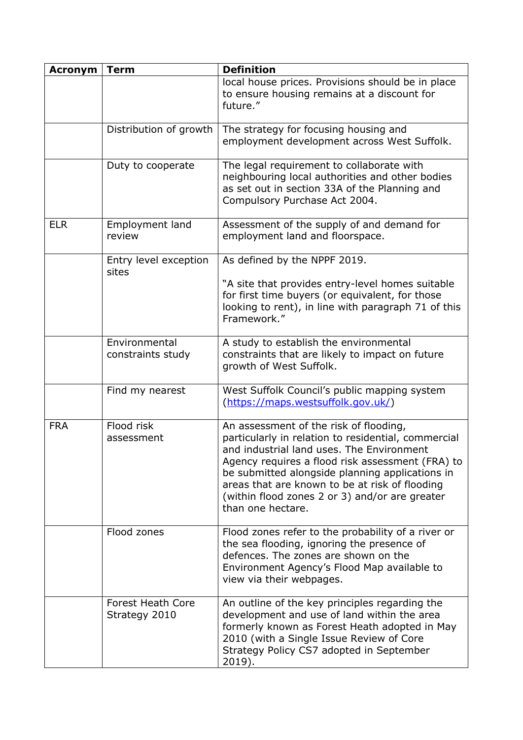| Acronym | Term | Definition |
|---|---|---|
| | | local house prices. Provisions should be in place to ensure housing remains at a discount for future." |
| | Distribution of growth | The strategy for focusing housing and employment development across West Suffolk. |
| | Duty to cooperate | The legal requirement to collaborate with neighbouring local authorities and other bodies as set out in section 33A of the Planning and Compulsory Purchase Act 2004. |
| ELR | Employment land review | Assessment of the supply of and demand for employment land and floorspace. |
| | Entry level exception sites | As defined by the NPPF 2019.<br><br>"A site that provides entry-level homes suitable for first time buyers (or equivalent, for those looking to rent), in line with paragraph 71 of this Framework." |
| | Environmental constraints study | A study to establish the environmental constraints that are likely to impact on future growth of West Suffolk. |
| | Find my nearest | West Suffolk Council's public mapping system (https://maps.westsuffolk.gov.uk/) |
| FRA | Flood risk assessment | An assessment of the risk of flooding, particularly in relation to residential, commercial and industrial land uses. The Environment Agency requires a flood risk assessment (FRA) to be submitted alongside planning applications in areas that are known to be at risk of flooding (within flood zones 2 or 3) and/or are greater than one hectare. |
| | Flood zones | Flood zones refer to the probability of a river or the sea flooding, ignoring the presence of defences. The zones are shown on the Environment Agency's Flood Map available to view via their webpages. |
| | Forest Heath Core Strategy 2010 | An outline of the key principles regarding the development and use of land within the area formerly known as Forest Heath adopted in May 2010 (with a Single Issue Review of Core Strategy Policy CS7 adopted in September 2019). |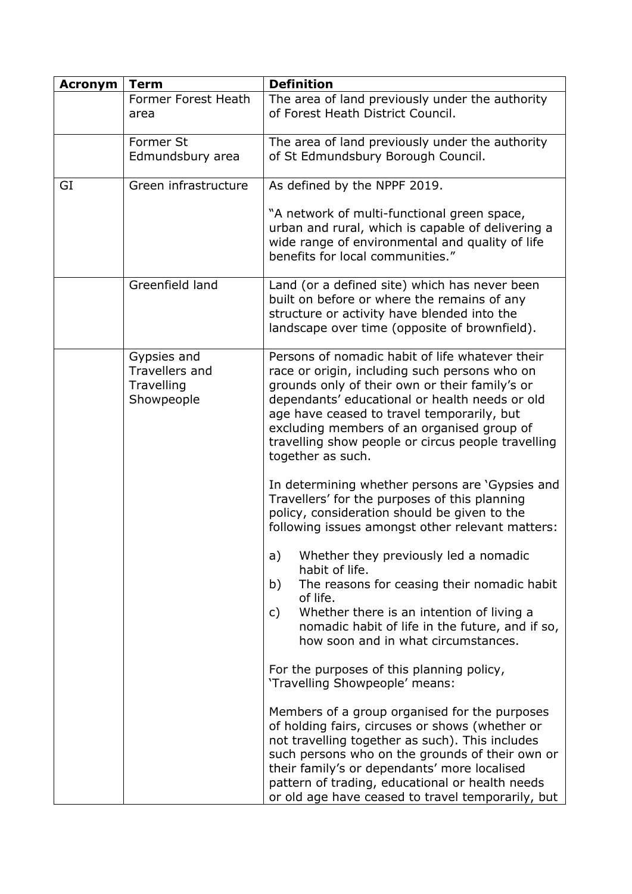| Acronym | Term | Definition |
|---|---|---|
| | Former Forest Heath area | The area of land previously under the authority of Forest Heath District Council. |
| | Former St Edmundsbury area | The area of land previously under the authority of St Edmundsbury Borough Council. |
| GI | Green infrastructure | As defined by the NPPF 2019.<br><br>"A network of multi-functional green space, urban and rural, which is capable of delivering a wide range of environmental and quality of life benefits for local communities." |
| | Greenfield land | Land (or a defined site) which has never been built on before or where the remains of any structure or activity have blended into the landscape over time (opposite of brownfield). |
| | Gypsies and Travellers and Travelling Showpeople | Persons of nomadic habit of life whatever their race or origin, including such persons who on grounds only of their own or their family's or dependants' educational or health needs or old age have ceased to travel temporarily, but excluding members of an organised group of travelling show people or circus people travelling together as such.<br><br>In determining whether persons are 'Gypsies and Travellers' for the purposes of this planning policy, consideration should be given to the following issues amongst other relevant matters:<br><br>a) Whether they previously led a nomadic habit of life.<br>b) The reasons for ceasing their nomadic habit of life.<br>c) Whether there is an intention of living a nomadic habit of life in the future, and if so, how soon and in what circumstances.<br><br>For the purposes of this planning policy, 'Travelling Showpeople' means:<br><br>Members of a group organised for the purposes of holding fairs, circuses or shows (whether or not travelling together as such). This includes such persons who on the grounds of their own or their family's or dependants' more localised pattern of trading, educational or health needs or old age have ceased to travel temporarily, but |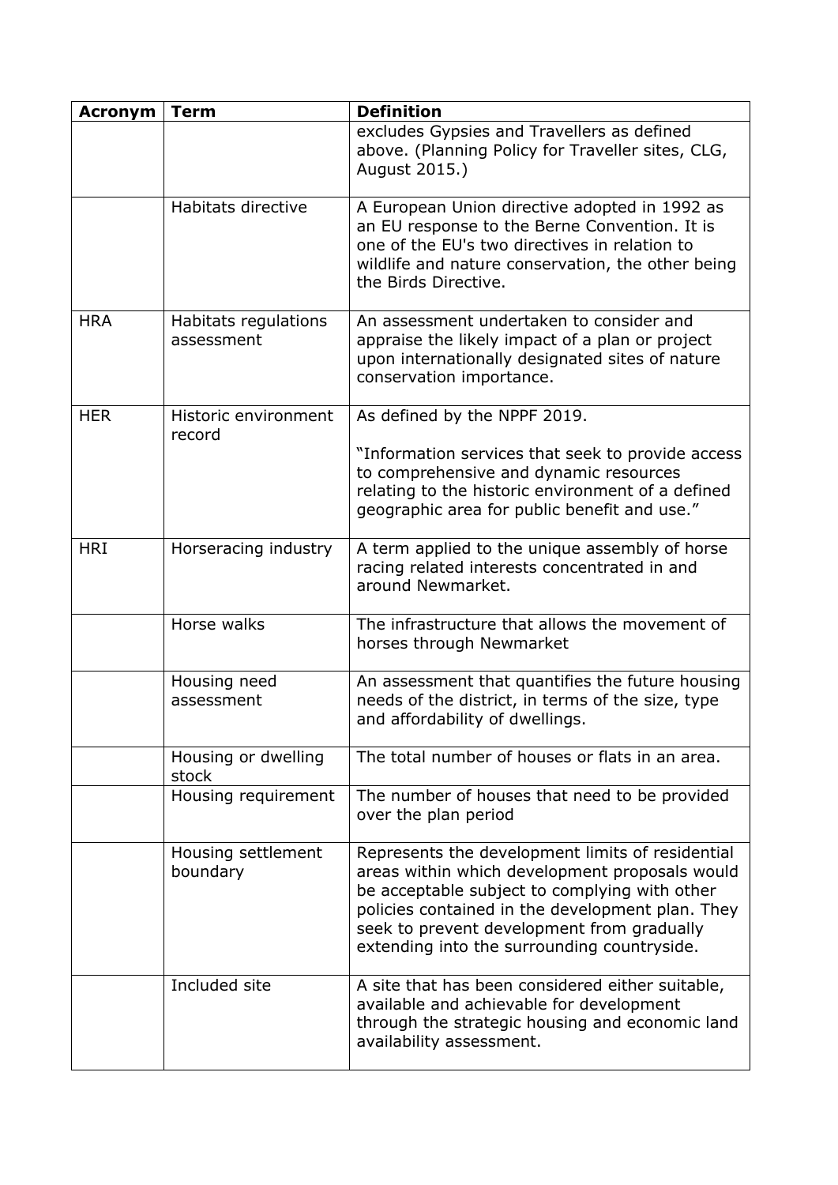| Acronym | Term | Definition |
| --- | --- | --- |
| | | excludes Gypsies and Travellers as defined above. (Planning Policy for Traveller sites, CLG, August 2015.) |
| | Habitats directive | A European Union directive adopted in 1992 as an EU response to the Berne Convention. It is one of the EU's two directives in relation to wildlife and nature conservation, the other being the Birds Directive. |
| HRA | Habitats regulations assessment | An assessment undertaken to consider and appraise the likely impact of a plan or project upon internationally designated sites of nature conservation importance. |
| HER | Historic environment record | As defined by the NPPF 2019. "Information services that seek to provide access to comprehensive and dynamic resources relating to the historic environment of a defined geographic area for public benefit and use." |
| HRI | Horseracing industry | A term applied to the unique assembly of horse racing related interests concentrated in and around Newmarket. |
| | Horse walks | The infrastructure that allows the movement of horses through Newmarket |
| | Housing need assessment | An assessment that quantifies the future housing needs of the district, in terms of the size, type and affordability of dwellings. |
| | Housing or dwelling stock | The total number of houses or flats in an area. |
| | Housing requirement | The number of houses that need to be provided over the plan period |
| | Housing settlement boundary | Represents the development limits of residential areas within which development proposals would be acceptable subject to complying with other policies contained in the development plan. They seek to prevent development from gradually extending into the surrounding countryside. |
| | Included site | A site that has been considered either suitable, available and achievable for development through the strategic housing and economic land availability assessment. |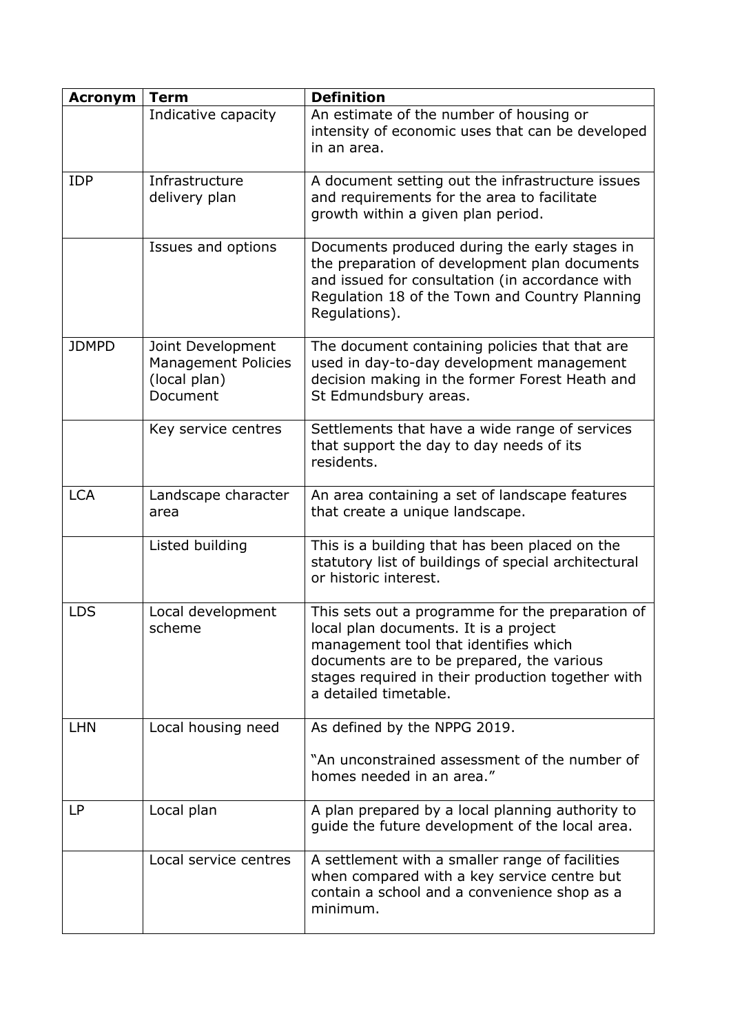| Acronym | Term | Definition |
|---|---|---|
| | Indicative capacity | An estimate of the number of housing or intensity of economic uses that can be developed in an area. |
| IDP | Infrastructure delivery plan | A document setting out the infrastructure issues and requirements for the area to facilitate growth within a given plan period. |
| | Issues and options | Documents produced during the early stages in the preparation of development plan documents and issued for consultation (in accordance with Regulation 18 of the Town and Country Planning Regulations). |
| JDMPD | Joint Development Management Policies (local plan) Document | The document containing policies that that are used in day-to-day development management decision making in the former Forest Heath and St Edmundsbury areas. |
| | Key service centres | Settlements that have a wide range of services that support the day to day needs of its residents. |
| LCA | Landscape character area | An area containing a set of landscape features that create a unique landscape. |
| | Listed building | This is a building that has been placed on the statutory list of buildings of special architectural or historic interest. |
| LDS | Local development scheme | This sets out a programme for the preparation of local plan documents. It is a project management tool that identifies which documents are to be prepared, the various stages required in their production together with a detailed timetable. |
| LHN | Local housing need | As defined by the NPPG 2019.<br><br>"An unconstrained assessment of the number of homes needed in an area." |
| LP | Local plan | A plan prepared by a local planning authority to guide the future development of the local area. |
| | Local service centres | A settlement with a smaller range of facilities when compared with a key service centre but contain a school and a convenience shop as a minimum. |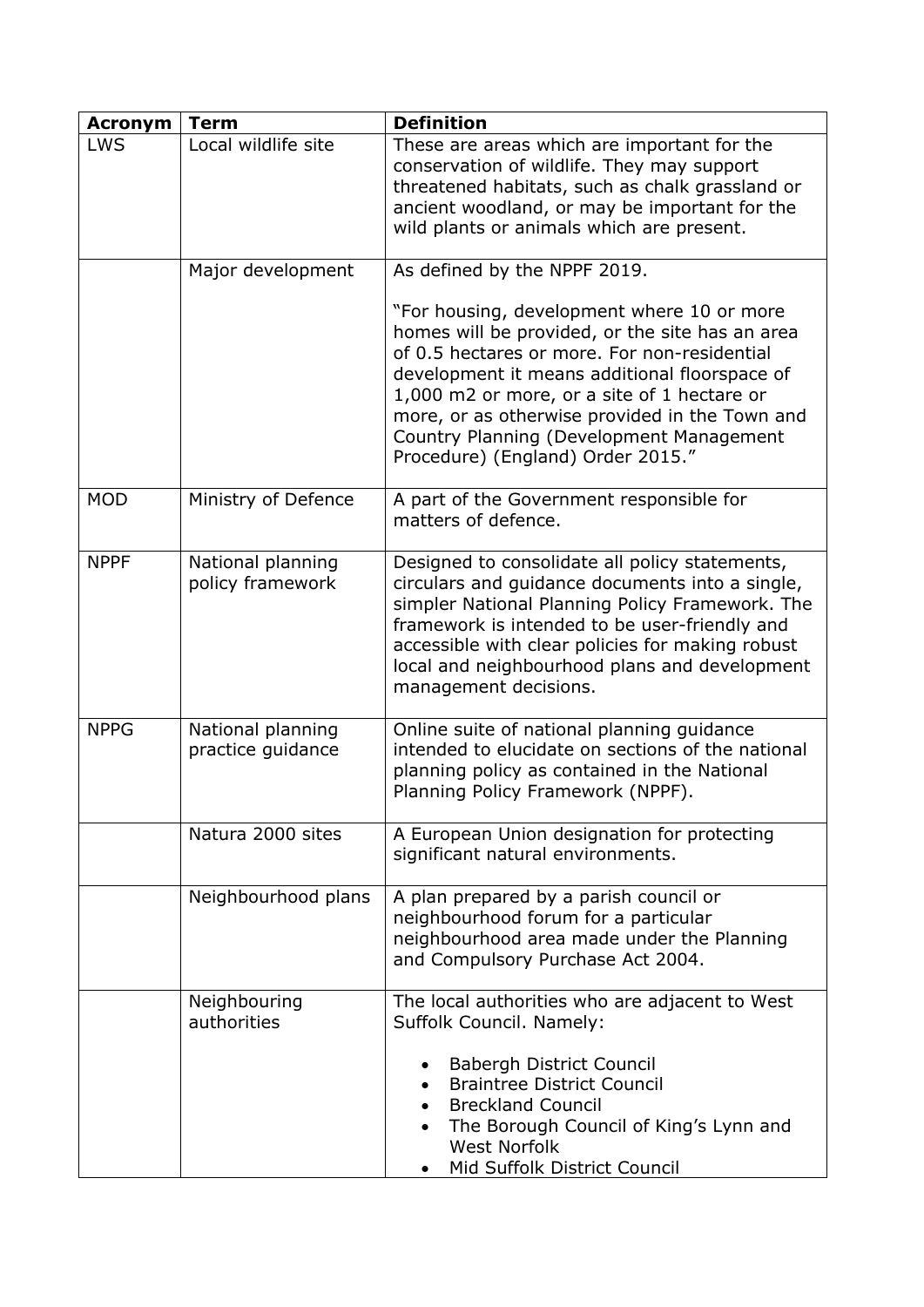| Acronym | Term | Definition |
|---|---|---|
| LWS | Local wildlife site | These are areas which are important for the conservation of wildlife. They may support threatened habitats, such as chalk grassland or ancient woodland, or may be important for the wild plants or animals which are present. |
| | Major development | As defined by the NPPF 2019.<br><br>"For housing, development where 10 or more homes will be provided, or the site has an area of 0.5 hectares or more. For non-residential development it means additional floorspace of 1,000 m2 or more, or a site of 1 hectare or more, or as otherwise provided in the Town and Country Planning (Development Management Procedure) (England) Order 2015." |
| MOD | Ministry of Defence | A part of the Government responsible for matters of defence. |
| NPPF | National planning policy framework | Designed to consolidate all policy statements, circulars and guidance documents into a single, simpler National Planning Policy Framework. The framework is intended to be user-friendly and accessible with clear policies for making robust local and neighbourhood plans and development management decisions. |
| NPPG | National planning practice guidance | Online suite of national planning guidance intended to elucidate on sections of the national planning policy as contained in the National Planning Policy Framework (NPPF). |
| | Natura 2000 sites | A European Union designation for protecting significant natural environments. |
| | Neighbourhood plans | A plan prepared by a parish council or neighbourhood forum for a particular neighbourhood area made under the Planning and Compulsory Purchase Act 2004. |
| | Neighbouring authorities | The local authorities who are adjacent to West Suffolk Council. Namely:<br><br>• Babergh District Council<br>• Braintree District Council<br>• Breckland Council<br>• The Borough Council of King's Lynn and West Norfolk<br>• Mid Suffolk District Council |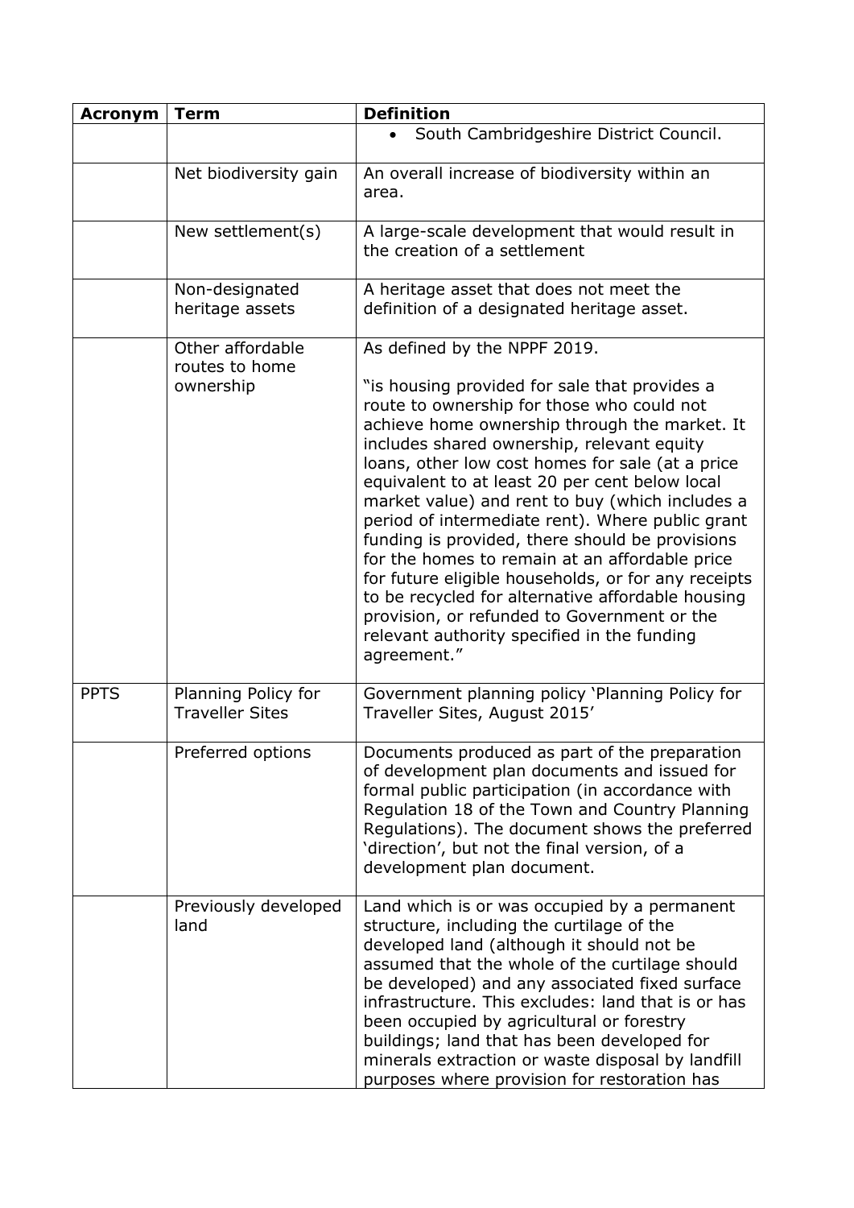| Acronym | Term | Definition |
|---|---|---|
| | | • South Cambridgeshire District Council. |
| | Net biodiversity gain | An overall increase of biodiversity within an area. |
| | New settlement(s) | A large-scale development that would result in the creation of a settlement |
| | Non-designated heritage assets | A heritage asset that does not meet the definition of a designated heritage asset. |
| | Other affordable routes to home ownership | As defined by the NPPF 2019.<br><br>"is housing provided for sale that provides a route to ownership for those who could not achieve home ownership through the market. It includes shared ownership, relevant equity loans, other low cost homes for sale (at a price equivalent to at least 20 per cent below local market value) and rent to buy (which includes a period of intermediate rent). Where public grant funding is provided, there should be provisions for the homes to remain at an affordable price for future eligible households, or for any receipts to be recycled for alternative affordable housing provision, or refunded to Government or the relevant authority specified in the funding agreement." |
| PPTS | Planning Policy for Traveller Sites | Government planning policy 'Planning Policy for Traveller Sites, August 2015' |
| | Preferred options | Documents produced as part of the preparation of development plan documents and issued for formal public participation (in accordance with Regulation 18 of the Town and Country Planning Regulations). The document shows the preferred 'direction', but not the final version, of a development plan document. |
| | Previously developed land | Land which is or was occupied by a permanent structure, including the curtilage of the developed land (although it should not be assumed that the whole of the curtilage should be developed) and any associated fixed surface infrastructure. This excludes: land that is or has been occupied by agricultural or forestry buildings; land that has been developed for minerals extraction or waste disposal by landfill purposes where provision for restoration has |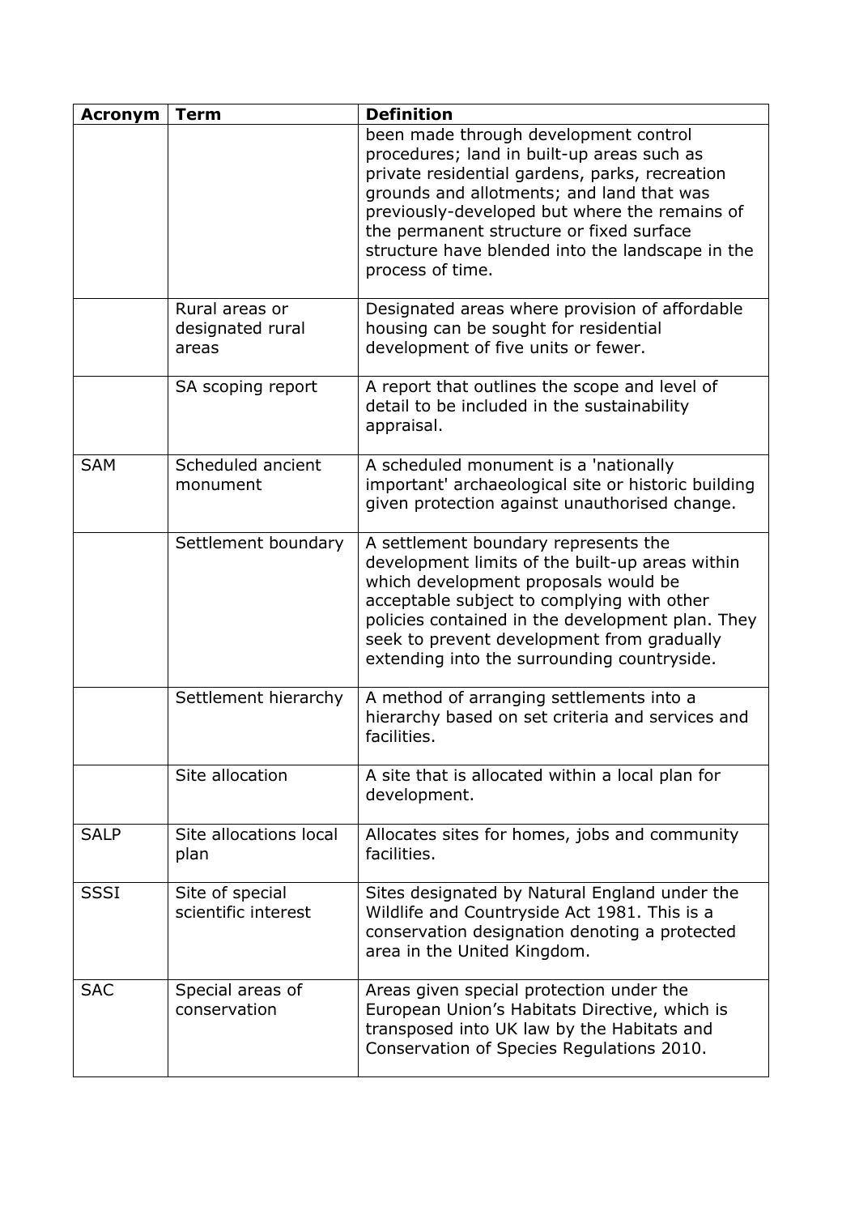| Acronym | Term | Definition |
|---|---|---|
| | | been made through development control procedures; land in built-up areas such as private residential gardens, parks, recreation grounds and allotments; and land that was previously-developed but where the remains of the permanent structure or fixed surface structure have blended into the landscape in the process of time. |
| | Rural areas or designated rural areas | Designated areas where provision of affordable housing can be sought for residential development of five units or fewer. |
| | SA scoping report | A report that outlines the scope and level of detail to be included in the sustainability appraisal. |
| SAM | Scheduled ancient monument | A scheduled monument is a 'nationally important' archaeological site or historic building given protection against unauthorised change. |
| | Settlement boundary | A settlement boundary represents the development limits of the built-up areas within which development proposals would be acceptable subject to complying with other policies contained in the development plan. They seek to prevent development from gradually extending into the surrounding countryside. |
| | Settlement hierarchy | A method of arranging settlements into a hierarchy based on set criteria and services and facilities. |
| | Site allocation | A site that is allocated within a local plan for development. |
| SALP | Site allocations local plan | Allocates sites for homes, jobs and community facilities. |
| SSSI | Site of special scientific interest | Sites designated by Natural England under the Wildlife and Countryside Act 1981. This is a conservation designation denoting a protected area in the United Kingdom. |
| SAC | Special areas of conservation | Areas given special protection under the European Union's Habitats Directive, which is transposed into UK law by the Habitats and Conservation of Species Regulations 2010. |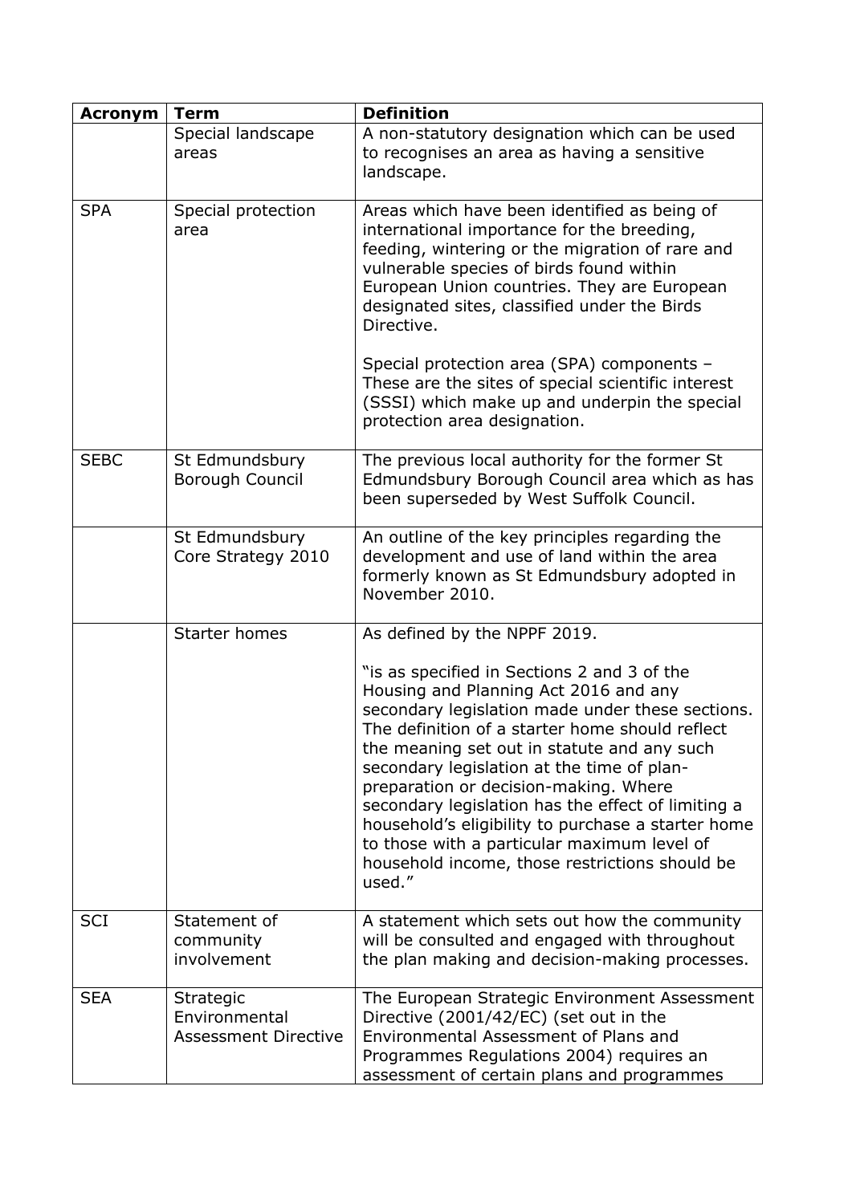| Acronym | Term | Definition |
|---|---|---|
| | Special landscape areas | A non-statutory designation which can be used to recognises an area as having a sensitive landscape. |
| SPA | Special protection area | Areas which have been identified as being of international importance for the breeding, feeding, wintering or the migration of rare and vulnerable species of birds found within European Union countries. They are European designated sites, classified under the Birds Directive.<br><br>Special protection area (SPA) components – These are the sites of special scientific interest (SSSI) which make up and underpin the special protection area designation. |
| SEBC | St Edmundsbury Borough Council | The previous local authority for the former St Edmundsbury Borough Council area which as has been superseded by West Suffolk Council. |
| | St Edmundsbury Core Strategy 2010 | An outline of the key principles regarding the development and use of land within the area formerly known as St Edmundsbury adopted in November 2010. |
| | Starter homes | As defined by the NPPF 2019.<br><br>"is as specified in Sections 2 and 3 of the Housing and Planning Act 2016 and any secondary legislation made under these sections. The definition of a starter home should reflect the meaning set out in statute and any such secondary legislation at the time of plan-preparation or decision-making. Where secondary legislation has the effect of limiting a household's eligibility to purchase a starter home to those with a particular maximum level of household income, those restrictions should be used." |
| SCI | Statement of community involvement | A statement which sets out how the community will be consulted and engaged with throughout the plan making and decision-making processes. |
| SEA | Strategic Environmental Assessment Directive | The European Strategic Environment Assessment Directive (2001/42/EC) (set out in the Environmental Assessment of Plans and Programmes Regulations 2004) requires an assessment of certain plans and programmes |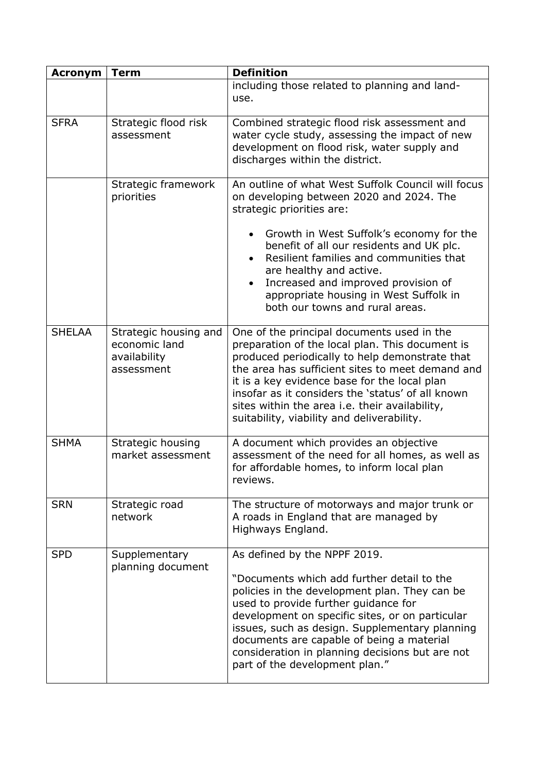| Acronym | Term | Definition |
|---|---|---|
| | | including those related to planning and land-use. |
| SFRA | Strategic flood risk assessment | Combined strategic flood risk assessment and water cycle study, assessing the impact of new development on flood risk, water supply and discharges within the district. |
| | Strategic framework priorities | An outline of what West Suffolk Council will focus on developing between 2020 and 2024. The strategic priorities are: <br>• Growth in West Suffolk's economy for the benefit of all our residents and UK plc. <br>• Resilient families and communities that are healthy and active. <br>• Increased and improved provision of appropriate housing in West Suffolk in both our towns and rural areas. |
| SHELAA | Strategic housing and economic land availability assessment | One of the principal documents used in the preparation of the local plan. This document is produced periodically to help demonstrate that the area has sufficient sites to meet demand and it is a key evidence base for the local plan insofar as it considers the 'status' of all known sites within the area i.e. their availability, suitability, viability and deliverability. |
| SHMA | Strategic housing market assessment | A document which provides an objective assessment of the need for all homes, as well as for affordable homes, to inform local plan reviews. |
| SRN | Strategic road network | The structure of motorways and major trunk or A roads in England that are managed by Highways England. |
| SPD | Supplementary planning document | As defined by the NPPF 2019. <br><br>"Documents which add further detail to the policies in the development plan. They can be used to provide further guidance for development on specific sites, or on particular issues, such as design. Supplementary planning documents are capable of being a material consideration in planning decisions but are not part of the development plan." |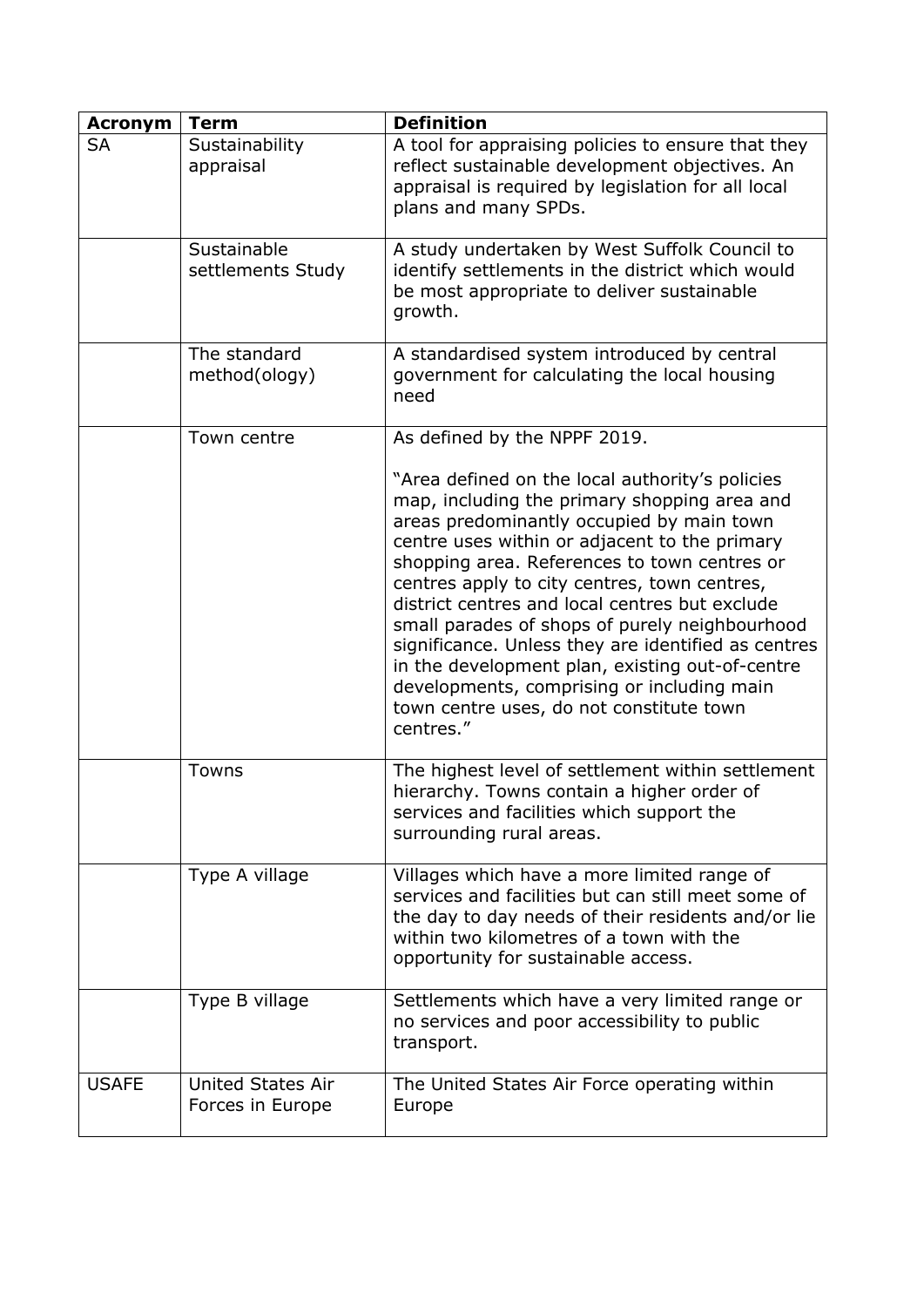| Acronym | Term | Definition |
|---|---|---|
| SA | Sustainability appraisal | A tool for appraising policies to ensure that they reflect sustainable development objectives. An appraisal is required by legislation for all local plans and many SPDs. |
| | Sustainable settlements Study | A study undertaken by West Suffolk Council to identify settlements in the district which would be most appropriate to deliver sustainable growth. |
| | The standard method(ology) | A standardised system introduced by central government for calculating the local housing need |
| | Town centre | As defined by the NPPF 2019.<br><br>"Area defined on the local authority's policies map, including the primary shopping area and areas predominantly occupied by main town centre uses within or adjacent to the primary shopping area. References to town centres or centres apply to city centres, town centres, district centres and local centres but exclude small parades of shops of purely neighbourhood significance. Unless they are identified as centres in the development plan, existing out-of-centre developments, comprising or including main town centre uses, do not constitute town centres." |
| | Towns | The highest level of settlement within settlement hierarchy. Towns contain a higher order of services and facilities which support the surrounding rural areas. |
| | Type A village | Villages which have a more limited range of services and facilities but can still meet some of the day to day needs of their residents and/or lie within two kilometres of a town with the opportunity for sustainable access. |
| | Type B village | Settlements which have a very limited range or no services and poor accessibility to public transport. |
| USAFE | United States Air Forces in Europe | The United States Air Force operating within Europe |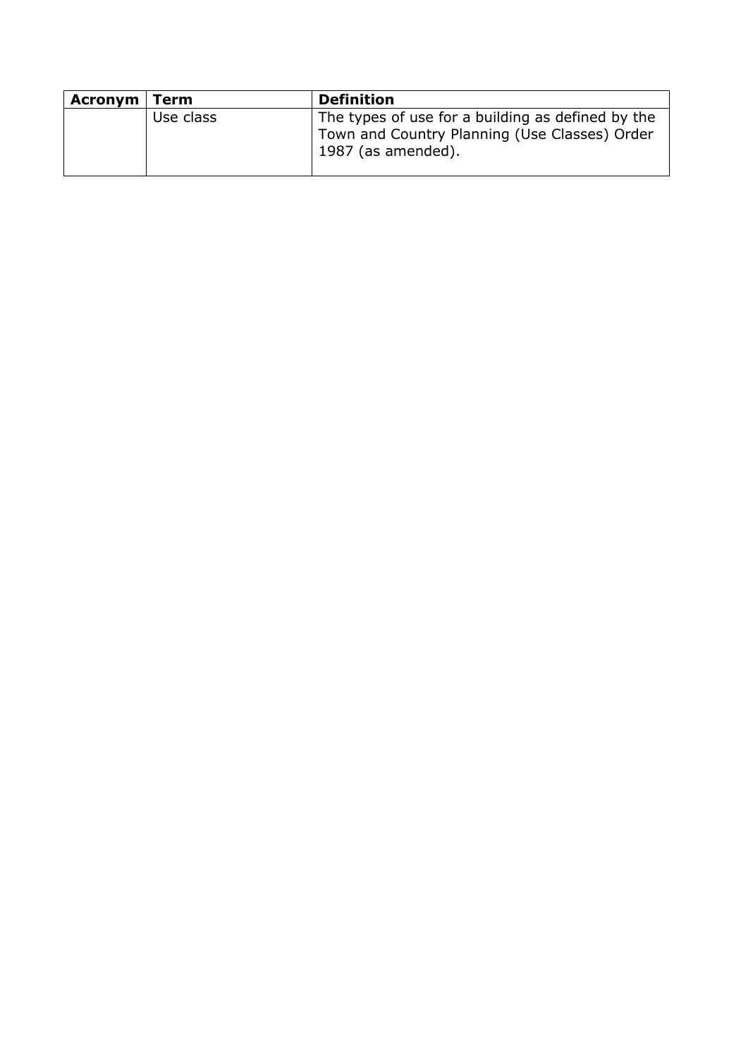| Acronym | Term | Definition |
|---|---|---|
| | Use class | The types of use for a building as defined by the Town and Country Planning (Use Classes) Order 1987 (as amended). |